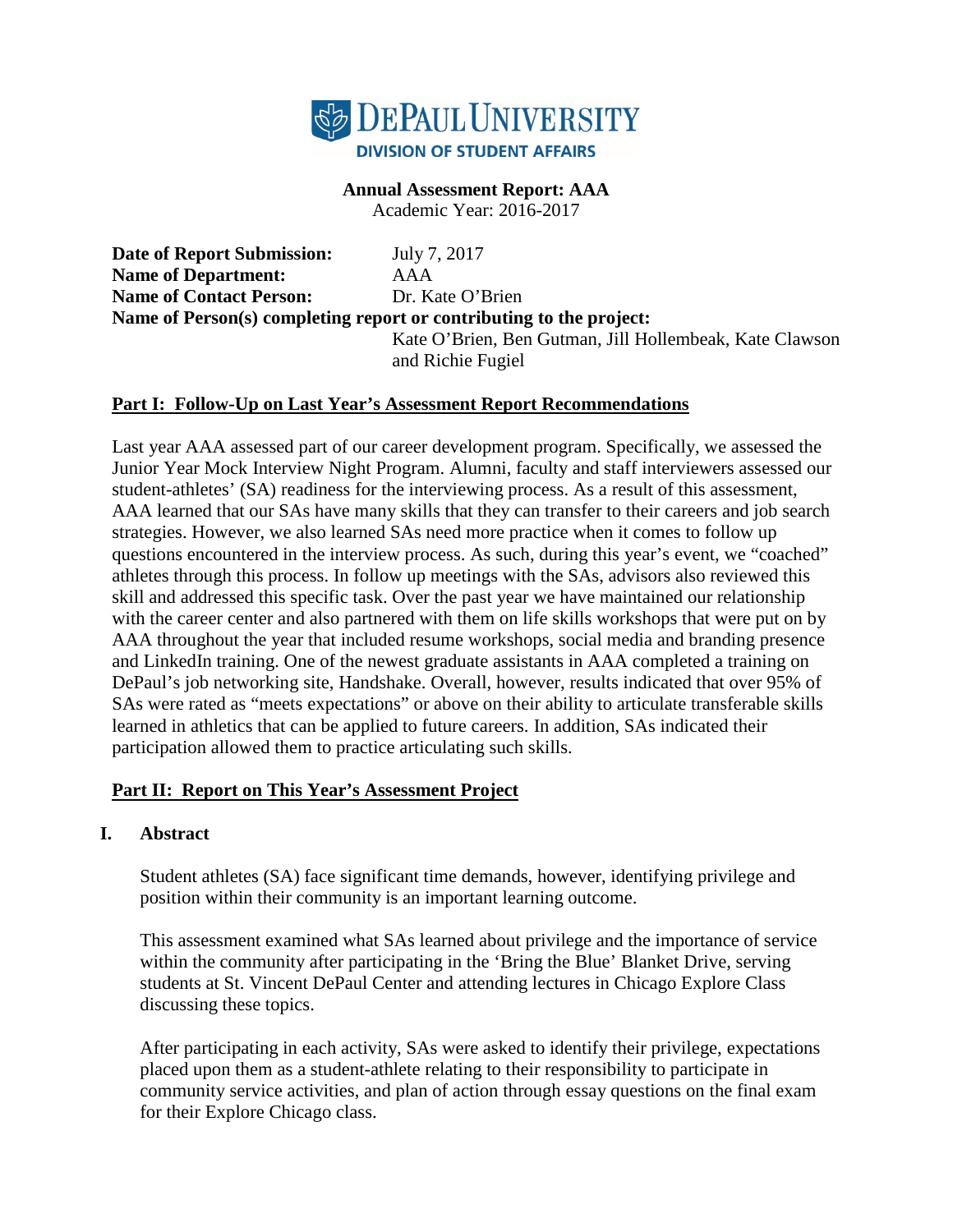DePaul University
DIVISION OF STUDENT AFFAIRS

**Annual Assessment Report: AAA**
Academic Year: 2016-2017

**Date of Report Submission:** July 7, 2017
**Name of Department:** AAA
**Name of Contact Person:** Dr. Kate O'Brien
**Name of Person(s) completing report or contributing to the project:** Kate O'Brien, Ben Gutman, Jill Hollembeak, Kate Clawson and Richie Fugiel

## Part I: Follow-Up on Last Year's Assessment Report Recommendations

Last year AAA assessed part of our career development program. Specifically, we assessed the Junior Year Mock Interview Night Program. Alumni, faculty and staff interviewers assessed our student-athletes' (SA) readiness for the interviewing process. As a result of this assessment, AAA learned that our SAs have many skills that they can transfer to their careers and job search strategies. However, we also learned SAs need more practice when it comes to follow up questions encountered in the interview process. As such, during this year's event, we "coached" athletes through this process. In follow up meetings with the SAs, advisors also reviewed this skill and addressed this specific task. Over the past year we have maintained our relationship with the career center and also partnered with them on life skills workshops that were put on by AAA throughout the year that included resume workshops, social media and branding presence and LinkedIn training. One of the newest graduate assistants in AAA completed a training on DePaul's job networking site, Handshake. Overall, however, results indicated that over 95% of SAs were rated as "meets expectations" or above on their ability to articulate transferable skills learned in athletics that can be applied to future careers. In addition, SAs indicated their participation allowed them to practice articulating such skills.

## Part II: Report on This Year's Assessment Project

### I. Abstract

Student athletes (SA) face significant time demands, however, identifying privilege and position within their community is an important learning outcome.

This assessment examined what SAs learned about privilege and the importance of service within the community after participating in the 'Bring the Blue' Blanket Drive, serving students at St. Vincent DePaul Center and attending lectures in Chicago Explore Class discussing these topics.

After participating in each activity, SAs were asked to identify their privilege, expectations placed upon them as a student-athlete relating to their responsibility to participate in community service activities, and plan of action through essay questions on the final exam for their Explore Chicago class.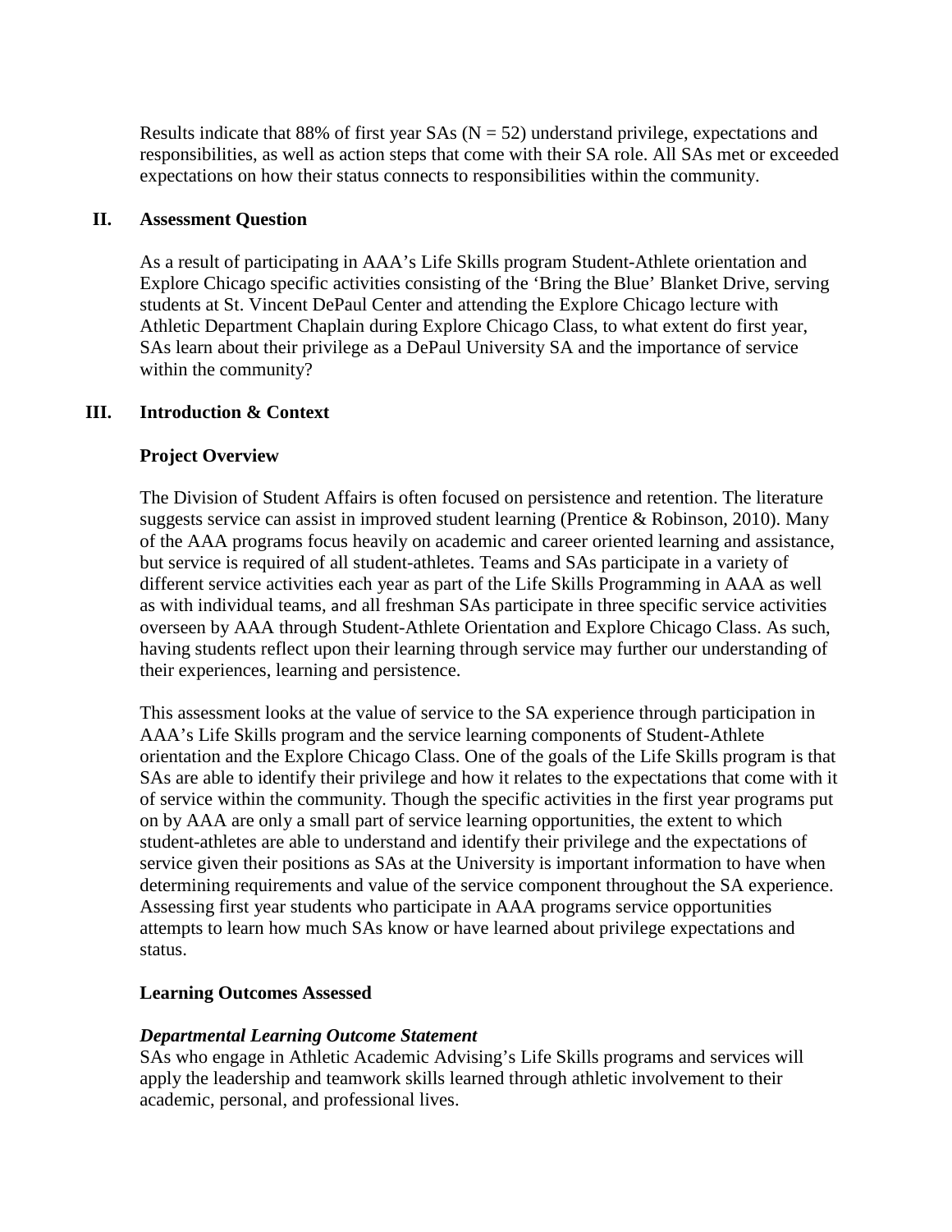Results indicate that 88% of first year SAs (N = 52) understand privilege, expectations and responsibilities, as well as action steps that come with their SA role. All SAs met or exceeded expectations on how their status connects to responsibilities within the community.

## II. Assessment Question

As a result of participating in AAA's Life Skills program Student-Athlete orientation and Explore Chicago specific activities consisting of the 'Bring the Blue' Blanket Drive, serving students at St. Vincent DePaul Center and attending the Explore Chicago lecture with Athletic Department Chaplain during Explore Chicago Class, to what extent do first year, SAs learn about their privilege as a DePaul University SA and the importance of service within the community?

## III. Introduction & Context

### Project Overview

The Division of Student Affairs is often focused on persistence and retention. The literature suggests service can assist in improved student learning (Prentice & Robinson, 2010). Many of the AAA programs focus heavily on academic and career oriented learning and assistance, but service is required of all student-athletes. Teams and SAs participate in a variety of different service activities each year as part of the Life Skills Programming in AAA as well as with individual teams, and all freshman SAs participate in three specific service activities overseen by AAA through Student-Athlete Orientation and Explore Chicago Class. As such, having students reflect upon their learning through service may further our understanding of their experiences, learning and persistence.

This assessment looks at the value of service to the SA experience through participation in AAA's Life Skills program and the service learning components of Student-Athlete orientation and the Explore Chicago Class. One of the goals of the Life Skills program is that SAs are able to identify their privilege and how it relates to the expectations that come with it of service within the community. Though the specific activities in the first year programs put on by AAA are only a small part of service learning opportunities, the extent to which student-athletes are able to understand and identify their privilege and the expectations of service given their positions as SAs at the University is important information to have when determining requirements and value of the service component throughout the SA experience. Assessing first year students who participate in AAA programs service opportunities attempts to learn how much SAs know or have learned about privilege expectations and status.

### Learning Outcomes Assessed

***Departmental Learning Outcome Statement***

SAs who engage in Athletic Academic Advising's Life Skills programs and services will apply the leadership and teamwork skills learned through athletic involvement to their academic, personal, and professional lives.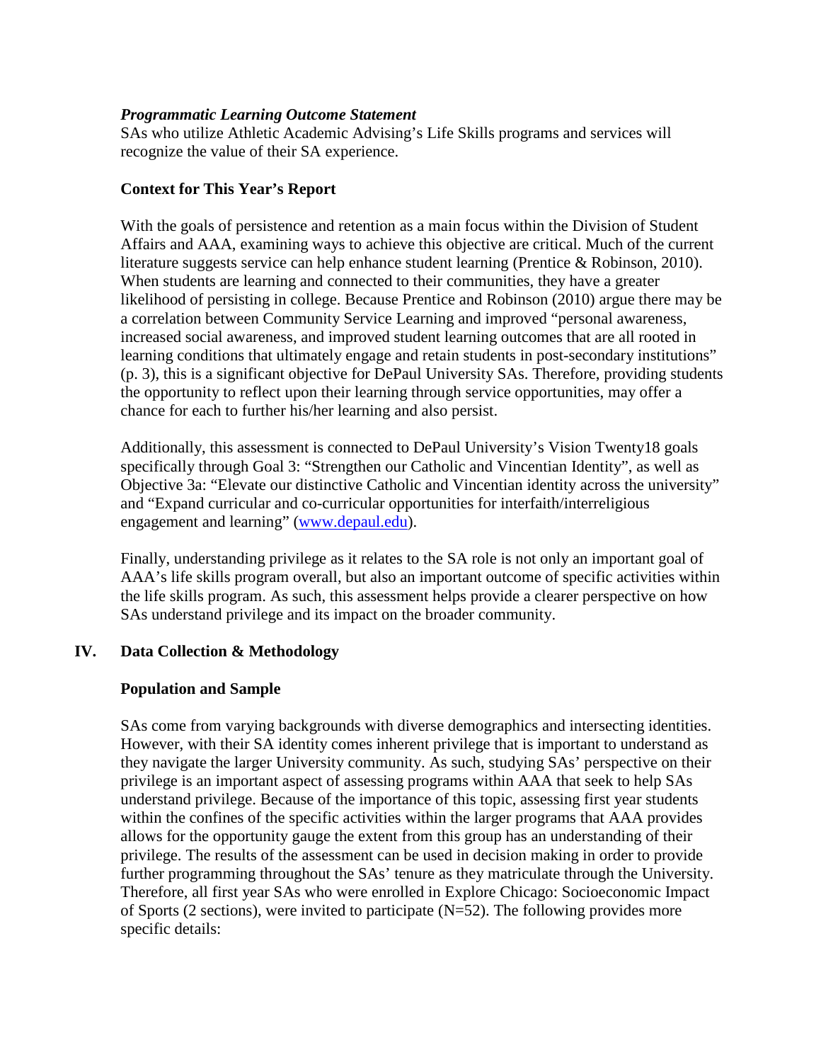***Programmatic Learning Outcome Statement***

SAs who utilize Athletic Academic Advising's Life Skills programs and services will recognize the value of their SA experience.

**Context for This Year's Report**

With the goals of persistence and retention as a main focus within the Division of Student Affairs and AAA, examining ways to achieve this objective are critical. Much of the current literature suggests service can help enhance student learning (Prentice & Robinson, 2010). When students are learning and connected to their communities, they have a greater likelihood of persisting in college. Because Prentice and Robinson (2010) argue there may be a correlation between Community Service Learning and improved "personal awareness, increased social awareness, and improved student learning outcomes that are all rooted in learning conditions that ultimately engage and retain students in post-secondary institutions" (p. 3), this is a significant objective for DePaul University SAs. Therefore, providing students the opportunity to reflect upon their learning through service opportunities, may offer a chance for each to further his/her learning and also persist.

Additionally, this assessment is connected to DePaul University's Vision Twenty18 goals specifically through Goal 3: "Strengthen our Catholic and Vincentian Identity", as well as Objective 3a: "Elevate our distinctive Catholic and Vincentian identity across the university" and "Expand curricular and co-curricular opportunities for interfaith/interreligious engagement and learning" (www.depaul.edu).

Finally, understanding privilege as it relates to the SA role is not only an important goal of AAA's life skills program overall, but also an important outcome of specific activities within the life skills program. As such, this assessment helps provide a clearer perspective on how SAs understand privilege and its impact on the broader community.

## IV. Data Collection & Methodology

**Population and Sample**

SAs come from varying backgrounds with diverse demographics and intersecting identities. However, with their SA identity comes inherent privilege that is important to understand as they navigate the larger University community. As such, studying SAs' perspective on their privilege is an important aspect of assessing programs within AAA that seek to help SAs understand privilege. Because of the importance of this topic, assessing first year students within the confines of the specific activities within the larger programs that AAA provides allows for the opportunity gauge the extent from this group has an understanding of their privilege. The results of the assessment can be used in decision making in order to provide further programming throughout the SAs' tenure as they matriculate through the University. Therefore, all first year SAs who were enrolled in Explore Chicago: Socioeconomic Impact of Sports (2 sections), were invited to participate (N=52). The following provides more specific details: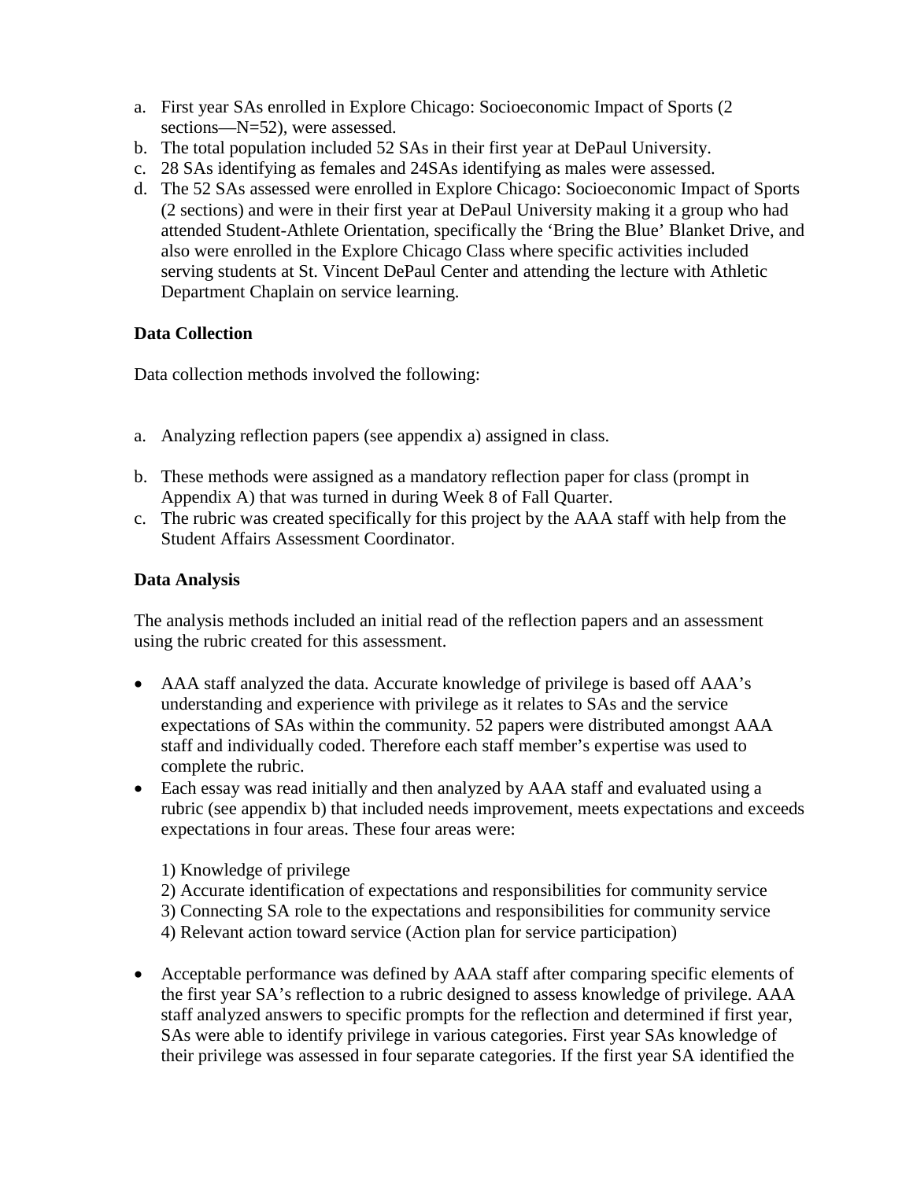a. First year SAs enrolled in Explore Chicago: Socioeconomic Impact of Sports (2 sections—N=52), were assessed.
b. The total population included 52 SAs in their first year at DePaul University.
c. 28 SAs identifying as females and 24SAs identifying as males were assessed.
d. The 52 SAs assessed were enrolled in Explore Chicago: Socioeconomic Impact of Sports (2 sections) and were in their first year at DePaul University making it a group who had attended Student-Athlete Orientation, specifically the 'Bring the Blue' Blanket Drive, and also were enrolled in the Explore Chicago Class where specific activities included serving students at St. Vincent DePaul Center and attending the lecture with Athletic Department Chaplain on service learning.

**Data Collection**

Data collection methods involved the following:

a. Analyzing reflection papers (see appendix a) assigned in class.
b. These methods were assigned as a mandatory reflection paper for class (prompt in Appendix A) that was turned in during Week 8 of Fall Quarter.
c. The rubric was created specifically for this project by the AAA staff with help from the Student Affairs Assessment Coordinator.

**Data Analysis**

The analysis methods included an initial read of the reflection papers and an assessment using the rubric created for this assessment.

- AAA staff analyzed the data. Accurate knowledge of privilege is based off AAA's understanding and experience with privilege as it relates to SAs and the service expectations of SAs within the community. 52 papers were distributed amongst AAA staff and individually coded. Therefore each staff member's expertise was used to complete the rubric.
- Each essay was read initially and then analyzed by AAA staff and evaluated using a rubric (see appendix b) that included needs improvement, meets expectations and exceeds expectations in four areas. These four areas were:

  1) Knowledge of privilege
  2) Accurate identification of expectations and responsibilities for community service
  3) Connecting SA role to the expectations and responsibilities for community service
  4) Relevant action toward service (Action plan for service participation)

- Acceptable performance was defined by AAA staff after comparing specific elements of the first year SA's reflection to a rubric designed to assess knowledge of privilege. AAA staff analyzed answers to specific prompts for the reflection and determined if first year, SAs were able to identify privilege in various categories. First year SAs knowledge of their privilege was assessed in four separate categories. If the first year SA identified the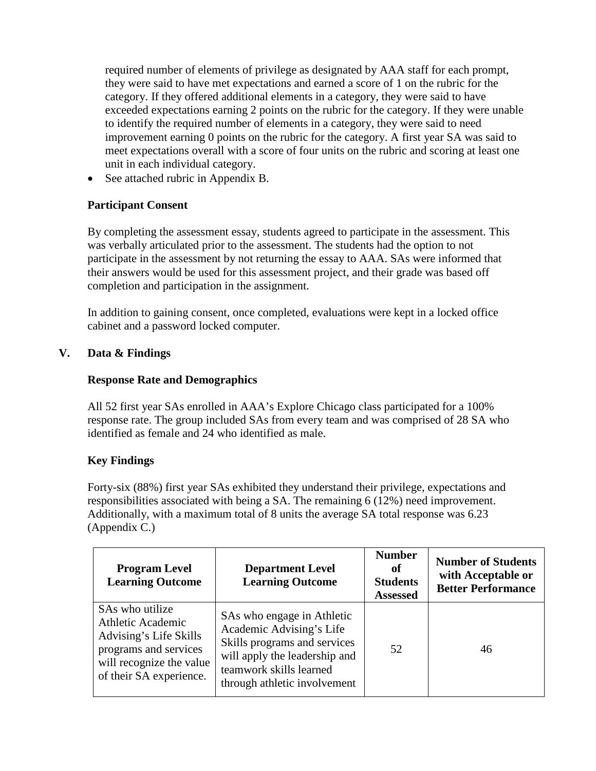required number of elements of privilege as designated by AAA staff for each prompt, they were said to have met expectations and earned a score of 1 on the rubric for the category. If they offered additional elements in a category, they were said to have exceeded expectations earning 2 points on the rubric for the category. If they were unable to identify the required number of elements in a category, they were said to need improvement earning 0 points on the rubric for the category. A first year SA was said to meet expectations overall with a score of four units on the rubric and scoring at least one unit in each individual category.

- See attached rubric in Appendix B.

### Participant Consent

By completing the assessment essay, students agreed to participate in the assessment. This was verbally articulated prior to the assessment. The students had the option to not participate in the assessment by not returning the essay to AAA. SAs were informed that their answers would be used for this assessment project, and their grade was based off completion and participation in the assignment.

In addition to gaining consent, once completed, evaluations were kept in a locked office cabinet and a password locked computer.

## V. Data & Findings

### Response Rate and Demographics

All 52 first year SAs enrolled in AAA's Explore Chicago class participated for a 100% response rate. The group included SAs from every team and was comprised of 28 SA who identified as female and 24 who identified as male.

### Key Findings

Forty-six (88%) first year SAs exhibited they understand their privilege, expectations and responsibilities associated with being a SA. The remaining 6 (12%) need improvement. Additionally, with a maximum total of 8 units the average SA total response was 6.23 (Appendix C.)

| Program Level Learning Outcome | Department Level Learning Outcome | Number of Students Assessed | Number of Students with Acceptable or Better Performance |
|---|---|---|---|
| SAs who utilize Athletic Academic Advising's Life Skills programs and services will recognize the value of their SA experience. | SAs who engage in Athletic Academic Advising's Life Skills programs and services will apply the leadership and teamwork skills learned through athletic involvement | 52 | 46 |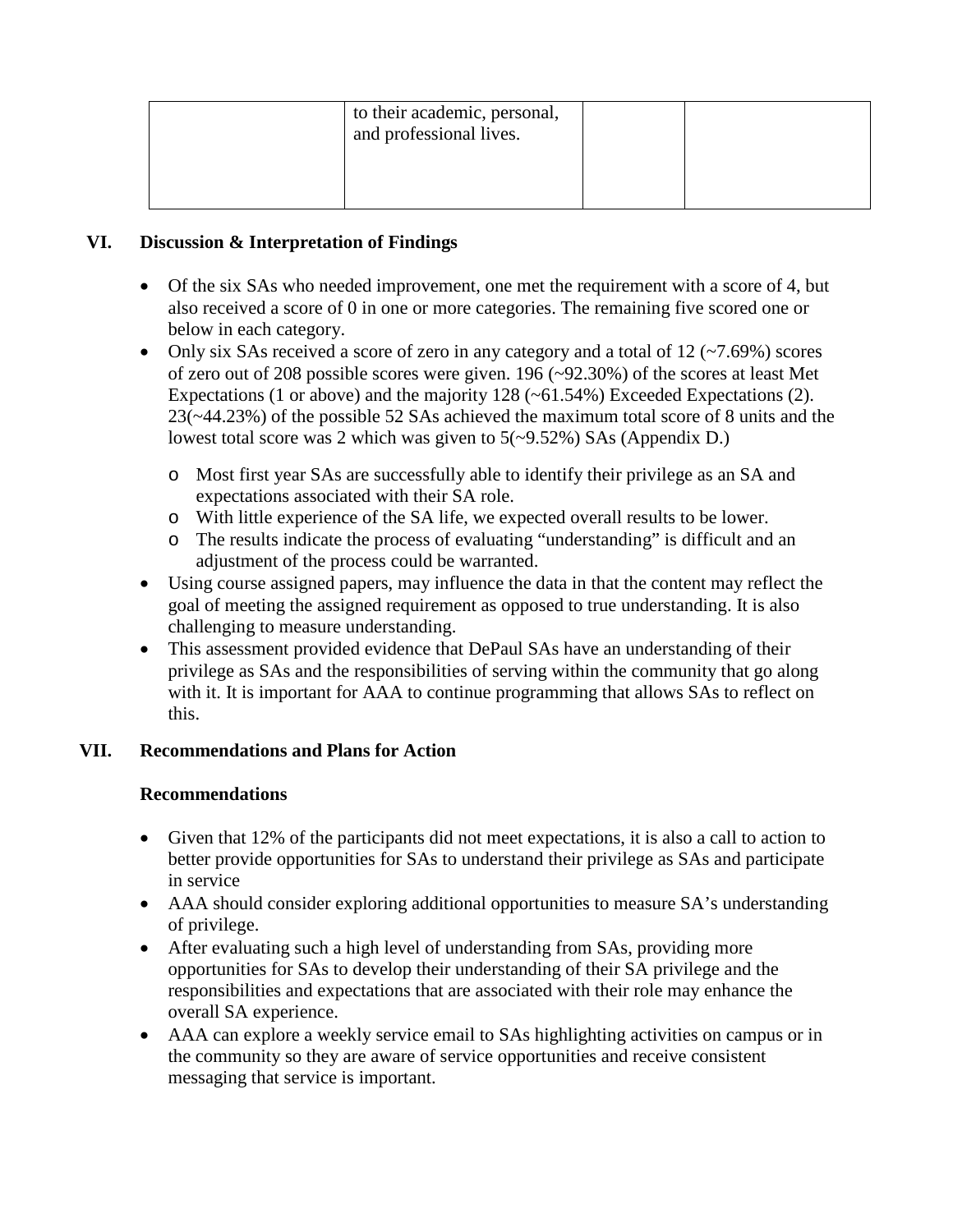|  | to their academic, personal, and professional lives. |  |  |
| --- | --- | --- | --- |

## VI. Discussion & Interpretation of Findings

- Of the six SAs who needed improvement, one met the requirement with a score of 4, but also received a score of 0 in one or more categories. The remaining five scored one or below in each category.
- Only six SAs received a score of zero in any category and a total of 12 (~7.69%) scores of zero out of 208 possible scores were given. 196 (~92.30%) of the scores at least Met Expectations (1 or above) and the majority 128 (~61.54%) Exceeded Expectations (2). 23(~44.23%) of the possible 52 SAs achieved the maximum total score of 8 units and the lowest total score was 2 which was given to 5(~9.52%) SAs (Appendix D.)
  - Most first year SAs are successfully able to identify their privilege as an SA and expectations associated with their SA role.
  - With little experience of the SA life, we expected overall results to be lower.
  - The results indicate the process of evaluating "understanding" is difficult and an adjustment of the process could be warranted.
- Using course assigned papers, may influence the data in that the content may reflect the goal of meeting the assigned requirement as opposed to true understanding. It is also challenging to measure understanding.
- This assessment provided evidence that DePaul SAs have an understanding of their privilege as SAs and the responsibilities of serving within the community that go along with it. It is important for AAA to continue programming that allows SAs to reflect on this.

## VII. Recommendations and Plans for Action

### Recommendations

- Given that 12% of the participants did not meet expectations, it is also a call to action to better provide opportunities for SAs to understand their privilege as SAs and participate in service
- AAA should consider exploring additional opportunities to measure SA's understanding of privilege.
- After evaluating such a high level of understanding from SAs, providing more opportunities for SAs to develop their understanding of their SA privilege and the responsibilities and expectations that are associated with their role may enhance the overall SA experience.
- AAA can explore a weekly service email to SAs highlighting activities on campus or in the community so they are aware of service opportunities and receive consistent messaging that service is important.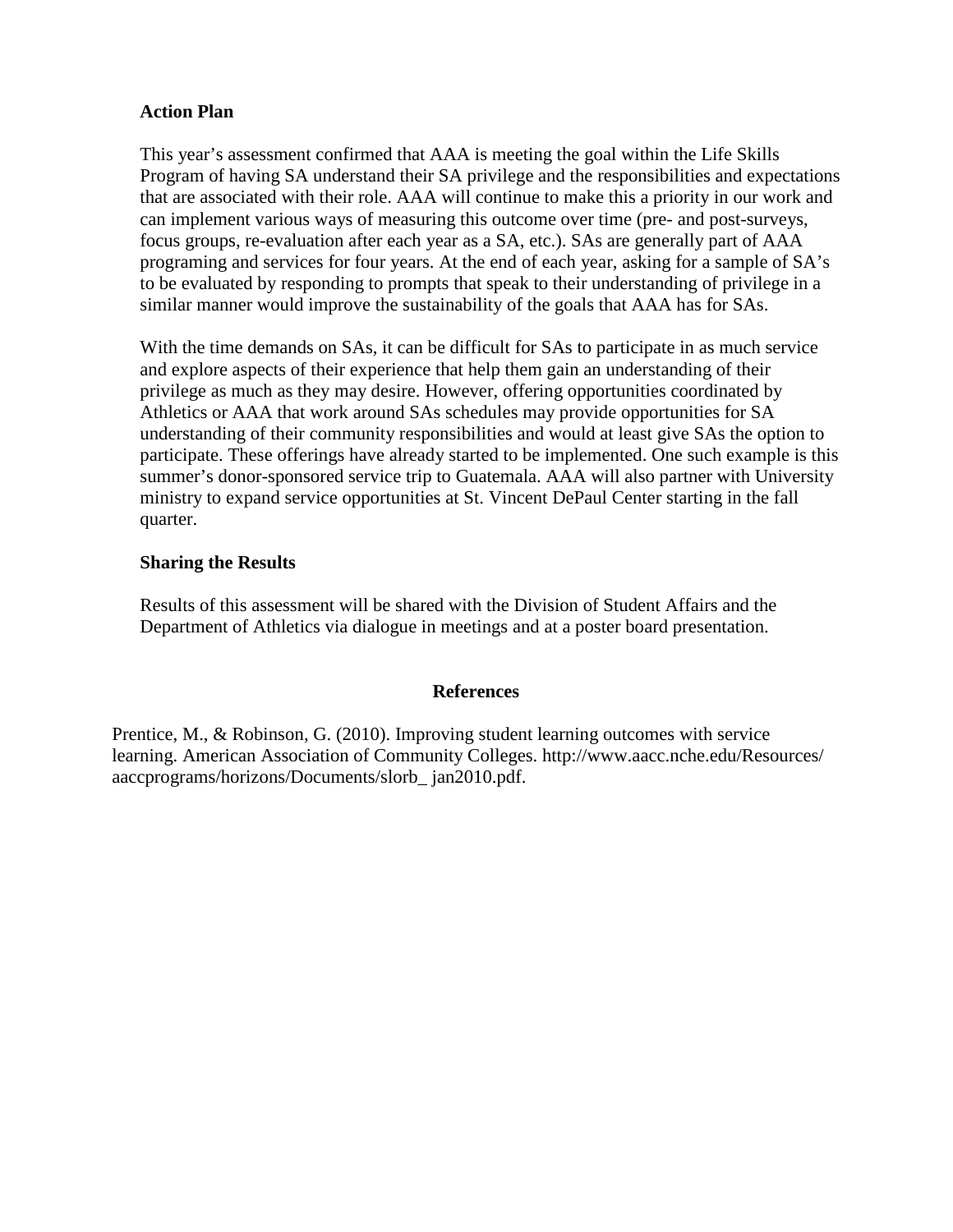**Action Plan**

This year's assessment confirmed that AAA is meeting the goal within the Life Skills Program of having SA understand their SA privilege and the responsibilities and expectations that are associated with their role. AAA will continue to make this a priority in our work and can implement various ways of measuring this outcome over time (pre- and post-surveys, focus groups, re-evaluation after each year as a SA, etc.). SAs are generally part of AAA programing and services for four years. At the end of each year, asking for a sample of SA's to be evaluated by responding to prompts that speak to their understanding of privilege in a similar manner would improve the sustainability of the goals that AAA has for SAs.

With the time demands on SAs, it can be difficult for SAs to participate in as much service and explore aspects of their experience that help them gain an understanding of their privilege as much as they may desire. However, offering opportunities coordinated by Athletics or AAA that work around SAs schedules may provide opportunities for SA understanding of their community responsibilities and would at least give SAs the option to participate. These offerings have already started to be implemented. One such example is this summer's donor-sponsored service trip to Guatemala. AAA will also partner with University ministry to expand service opportunities at St. Vincent DePaul Center starting in the fall quarter.

**Sharing the Results**

Results of this assessment will be shared with the Division of Student Affairs and the Department of Athletics via dialogue in meetings and at a poster board presentation.

## References

Prentice, M., & Robinson, G. (2010). Improving student learning outcomes with service learning. American Association of Community Colleges. http://www.aacc.nche.edu/Resources/aaccprograms/horizons/Documents/slorb_ jan2010.pdf.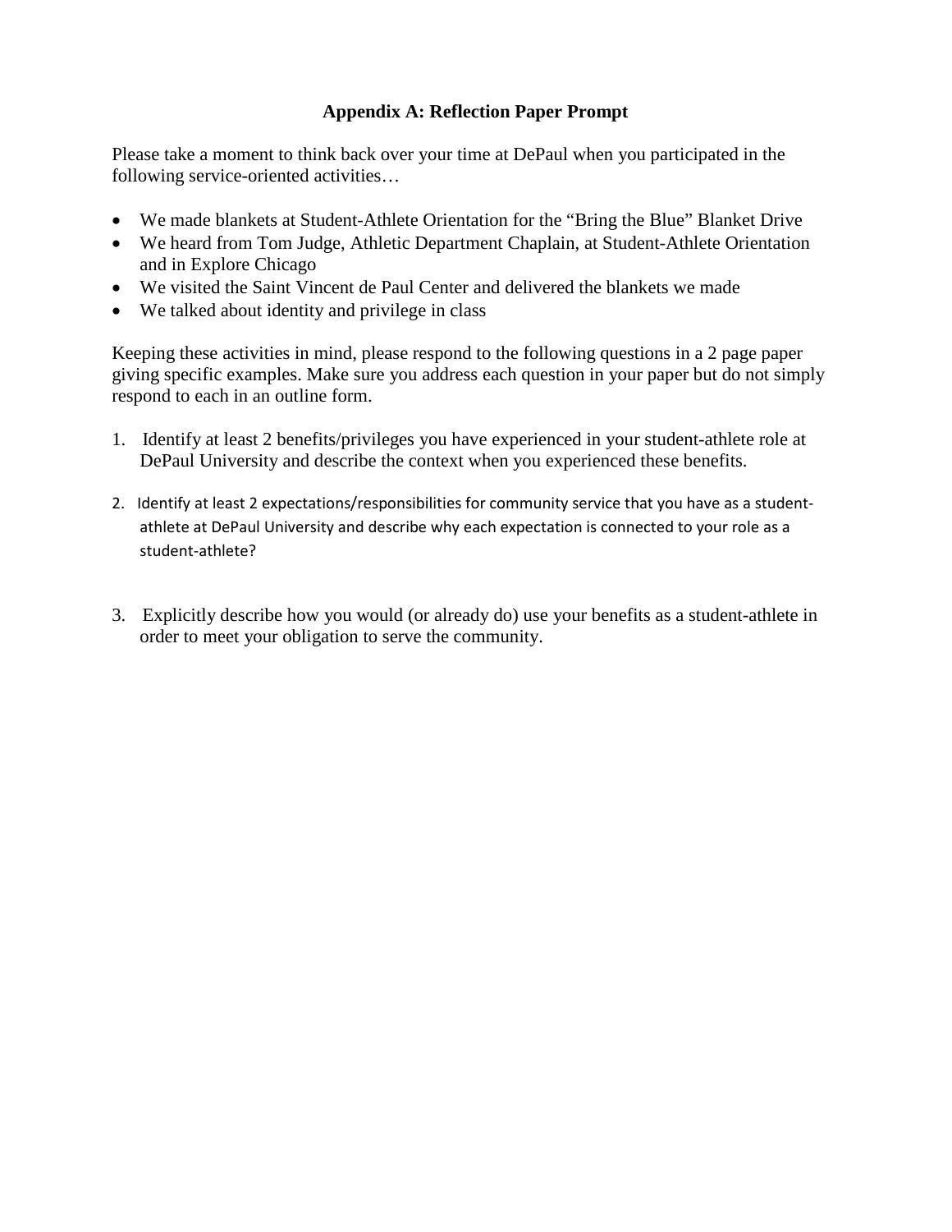## Appendix A: Reflection Paper Prompt

Please take a moment to think back over your time at DePaul when you participated in the following service-oriented activities…

- We made blankets at Student-Athlete Orientation for the "Bring the Blue" Blanket Drive
- We heard from Tom Judge, Athletic Department Chaplain, at Student-Athlete Orientation and in Explore Chicago
- We visited the Saint Vincent de Paul Center and delivered the blankets we made
- We talked about identity and privilege in class

Keeping these activities in mind, please respond to the following questions in a 2 page paper giving specific examples. Make sure you address each question in your paper but do not simply respond to each in an outline form.

1. Identify at least 2 benefits/privileges you have experienced in your student-athlete role at DePaul University and describe the context when you experienced these benefits.
2. Identify at least 2 expectations/responsibilities for community service that you have as a student-athlete at DePaul University and describe why each expectation is connected to your role as a student-athlete?
3. Explicitly describe how you would (or already do) use your benefits as a student-athlete in order to meet your obligation to serve the community.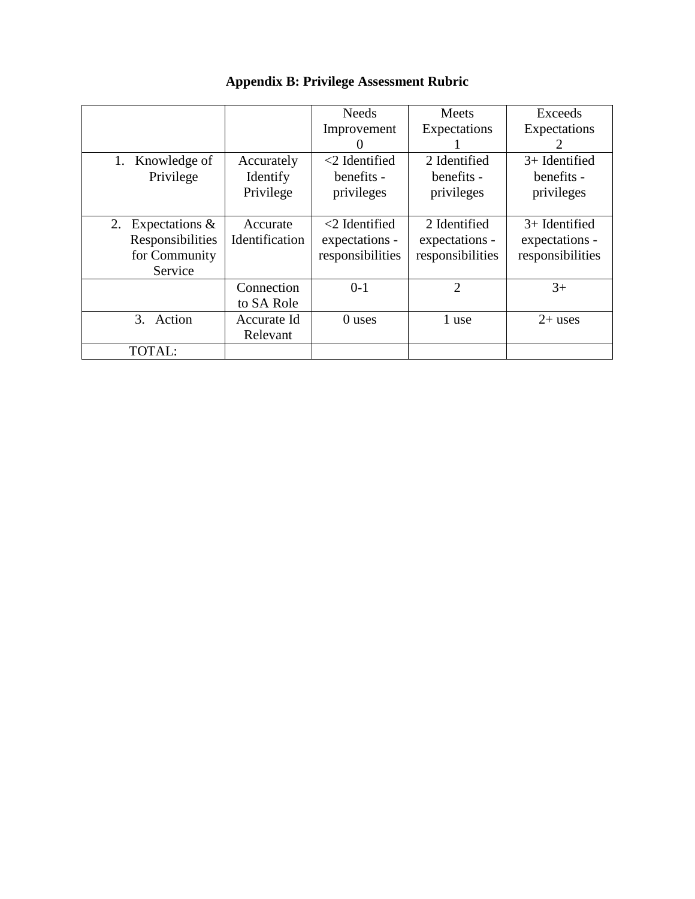**Appendix B: Privilege Assessment Rubric**

| | | Needs Improvement 0 | Meets Expectations 1 | Exceeds Expectations 2 |
|---|---|---|---|---|
| 1. Knowledge of Privilege | Accurately Identify Privilege | <2 Identified benefits - privileges | 2 Identified benefits - privileges | 3+ Identified benefits - privileges |
| 2. Expectations & Responsibilities for Community Service | Accurate Identification | <2 Identified expectations - responsibilities | 2 Identified expectations - responsibilities | 3+ Identified expectations - responsibilities |
| | Connection to SA Role | 0-1 | 2 | 3+ |
| 3. Action | Accurate Id Relevant | 0 uses | 1 use | 2+ uses |
| TOTAL: | | | | |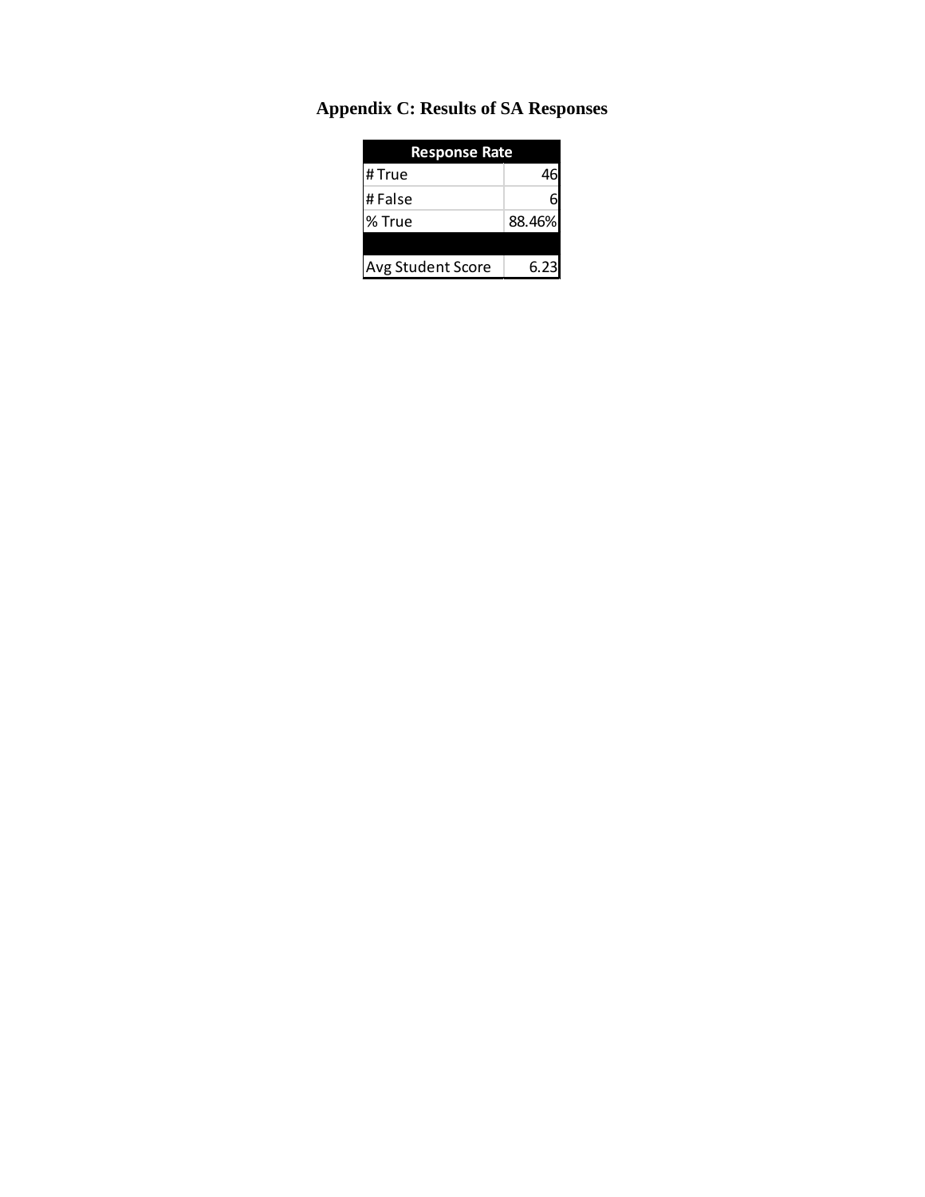# Appendix C: Results of SA Responses

| Response Rate | |
|---|---|
| # True | 46 |
| # False | 6 |
| % True | 88.46% |
| | |
| Avg Student Score | 6.23 |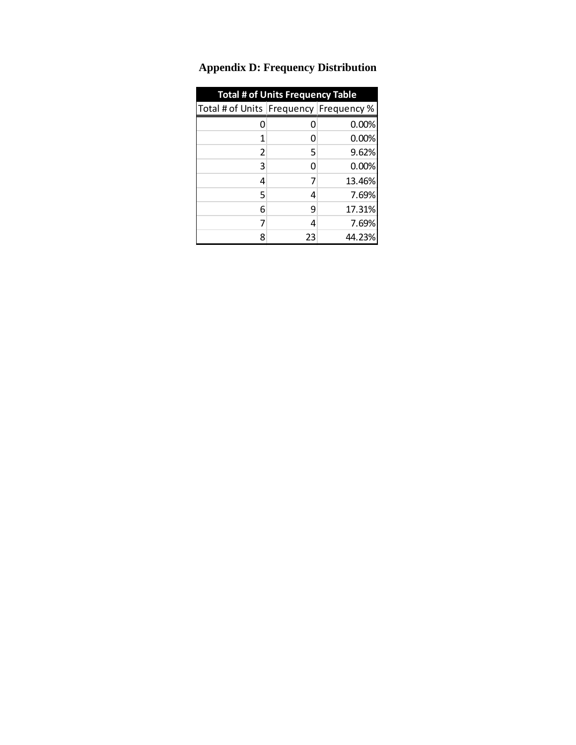# Appendix D: Frequency Distribution

| Total # of Units Frequency Table | | |
| --- | --- | --- |
| Total # of Units | Frequency | Frequency % |
| 0 | 0 | 0.00% |
| 1 | 0 | 0.00% |
| 2 | 5 | 9.62% |
| 3 | 0 | 0.00% |
| 4 | 7 | 13.46% |
| 5 | 4 | 7.69% |
| 6 | 9 | 17.31% |
| 7 | 4 | 7.69% |
| 8 | 23 | 44.23% |